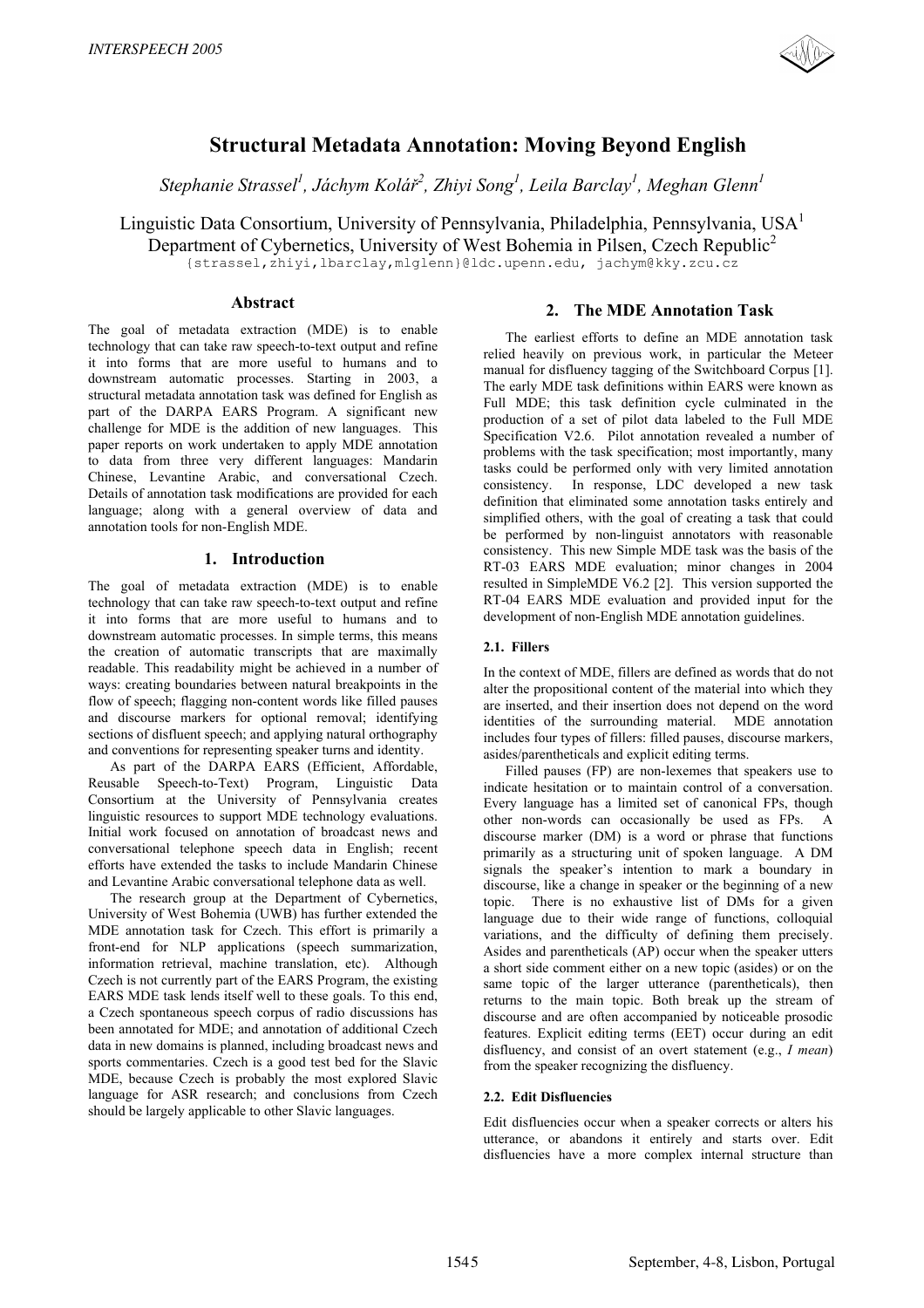# Structural Metadata Annotation: Moving Beyond English

*Stephanie Strassel[1], Jáchym Kolář[2], Zhiyi Song[1], Leila Barclay[1], Meghan Glenn[1]*

Linguistic Data Consortium, University of Pennsylvania, Philadelphia, Pennsylvania, USA[1]
Department of Cybernetics, University of West Bohemia in Pilsen, Czech Republic[2]
{strassel,zhiyi,lbarclay,mlglenn}@ldc.upenn.edu, jachym@kky.zcu.cz

## Abstract

The goal of metadata extraction (MDE) is to enable technology that can take raw speech-to-text output and refine it into forms that are more useful to humans and to downstream automatic processes. Starting in 2003, a structural metadata annotation task was defined for English as part of the DARPA EARS Program. A significant new challenge for MDE is the addition of new languages. This paper reports on work undertaken to apply MDE annotation to data from three very different languages: Mandarin Chinese, Levantine Arabic, and conversational Czech. Details of annotation task modifications are provided for each language; along with a general overview of data and annotation tools for non-English MDE.

## 1. Introduction

The goal of metadata extraction (MDE) is to enable technology that can take raw speech-to-text output and refine it into forms that are more useful to humans and to downstream automatic processes. In simple terms, this means the creation of automatic transcripts that are maximally readable. This readability might be achieved in a number of ways: creating boundaries between natural breakpoints in the flow of speech; flagging non-content words like filled pauses and discourse markers for optional removal; identifying sections of disfluent speech; and applying natural orthography and conventions for representing speaker turns and identity.

As part of the DARPA EARS (Efficient, Affordable, Reusable Speech-to-Text) Program, Linguistic Data Consortium at the University of Pennsylvania creates linguistic resources to support MDE technology evaluations. Initial work focused on annotation of broadcast news and conversational telephone speech data in English; recent efforts have extended the tasks to include Mandarin Chinese and Levantine Arabic conversational telephone data as well.

The research group at the Department of Cybernetics, University of West Bohemia (UWB) has further extended the MDE annotation task for Czech. This effort is primarily a front-end for NLP applications (speech summarization, information retrieval, machine translation, etc). Although Czech is not currently part of the EARS Program, the existing EARS MDE task lends itself well to these goals. To this end, a Czech spontaneous speech corpus of radio discussions has been annotated for MDE; and annotation of additional Czech data in new domains is planned, including broadcast news and sports commentaries. Czech is a good test bed for the Slavic MDE, because Czech is probably the most explored Slavic language for ASR research; and conclusions from Czech should be largely applicable to other Slavic languages.

## 2. The MDE Annotation Task

The earliest efforts to define an MDE annotation task relied heavily on previous work, in particular the Meteer manual for disfluency tagging of the Switchboard Corpus [1]. The early MDE task definitions within EARS were known as Full MDE; this task definition cycle culminated in the production of a set of pilot data labeled to the Full MDE Specification V2.6. Pilot annotation revealed a number of problems with the task specification; most importantly, many tasks could be performed only with very limited annotation consistency. In response, LDC developed a new task definition that eliminated some annotation tasks entirely and simplified others, with the goal of creating a task that could be performed by non-linguist annotators with reasonable consistency. This new Simple MDE task was the basis of the RT-03 EARS MDE evaluation; minor changes in 2004 resulted in SimpleMDE V6.2 [2]. This version supported the RT-04 EARS MDE evaluation and provided input for the development of non-English MDE annotation guidelines.

### 2.1. Fillers

In the context of MDE, fillers are defined as words that do not alter the propositional content of the material into which they are inserted, and their insertion does not depend on the word identities of the surrounding material. MDE annotation includes four types of fillers: filled pauses, discourse markers, asides/parentheticals and explicit editing terms.

Filled pauses (FP) are non-lexemes that speakers use to indicate hesitation or to maintain control of a conversation. Every language has a limited set of canonical FPs, though other non-words can occasionally be used as FPs. A discourse marker (DM) is a word or phrase that functions primarily as a structuring unit of spoken language. A DM signals the speaker's intention to mark a boundary in discourse, like a change in speaker or the beginning of a new topic. There is no exhaustive list of DMs for a given language due to their wide range of functions, colloquial variations, and the difficulty of defining them precisely. Asides and parentheticals (AP) occur when the speaker utters a short side comment either on a new topic (asides) or on the same topic of the larger utterance (parentheticals), then returns to the main topic. Both break up the stream of discourse and are often accompanied by noticeable prosodic features. Explicit editing terms (EET) occur during an edit disfluency, and consist of an overt statement (e.g., *I mean*) from the speaker recognizing the disfluency.

### 2.2. Edit Disfluencies

Edit disfluencies occur when a speaker corrects or alters his utterance, or abandons it entirely and starts over. Edit disfluencies have a more complex internal structure than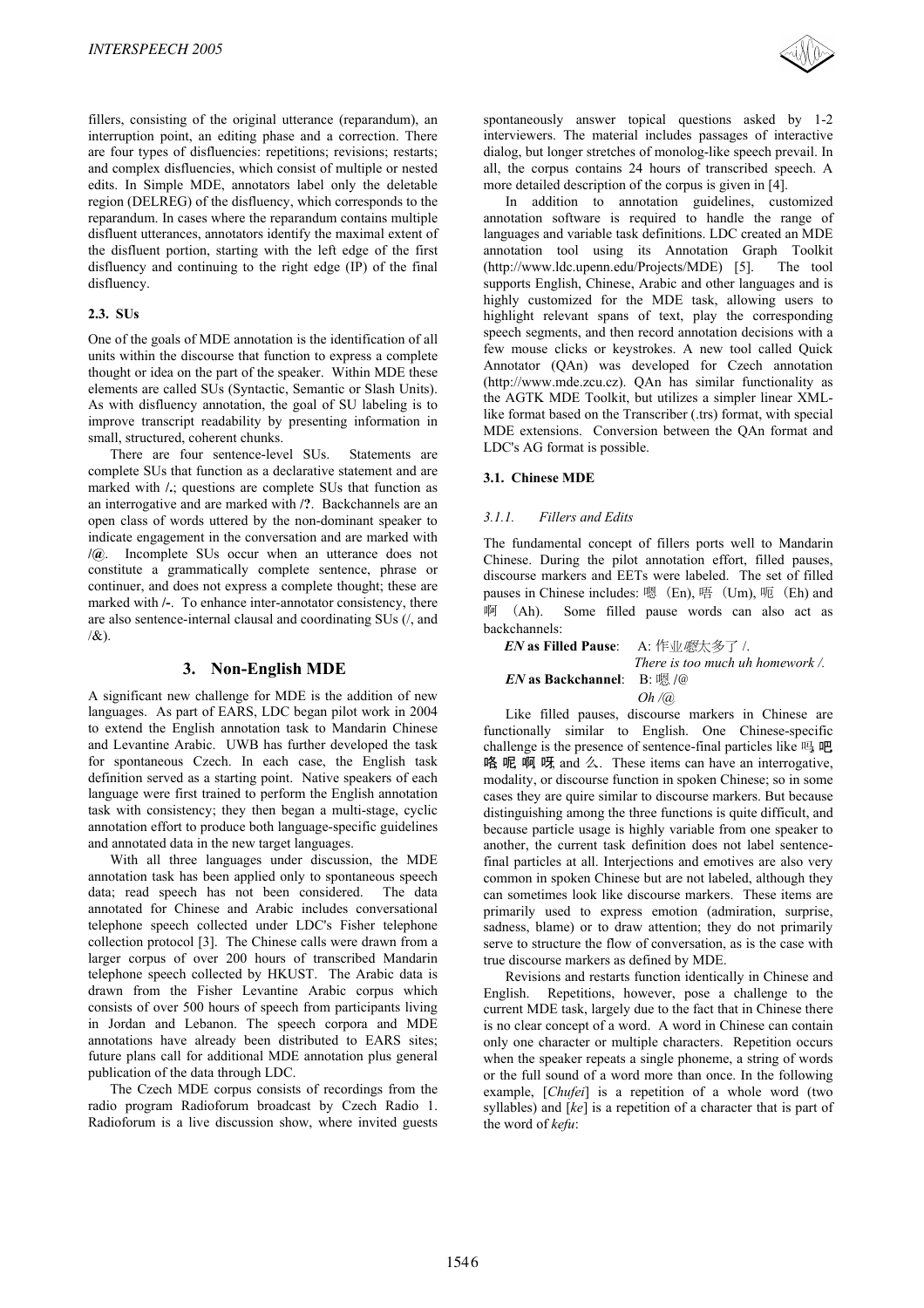fillers, consisting of the original utterance (reparandum), an interruption point, an editing phase and a correction. There are four types of disfluencies: repetitions; revisions; restarts; and complex disfluencies, which consist of multiple or nested edits. In Simple MDE, annotators label only the deletable region (DELREG) of the disfluency, which corresponds to the reparandum. In cases where the reparandum contains multiple disfluent utterances, annotators identify the maximal extent of the disfluent portion, starting with the left edge of the first disfluency and continuing to the right edge (IP) of the final disfluency.

### 2.3. SUs

One of the goals of MDE annotation is the identification of all units within the discourse that function to express a complete thought or idea on the part of the speaker. Within MDE these elements are called SUs (Syntactic, Semantic or Slash Units). As with disfluency annotation, the goal of SU labeling is to improve transcript readability by presenting information in small, structured, coherent chunks.

There are four sentence-level SUs. Statements are complete SUs that function as a declarative statement and are marked with **/.**; questions are complete SUs that function as an interrogative and are marked with **/?**. Backchannels are an open class of words uttered by the non-dominant speaker to indicate engagement in the conversation and are marked with **/@**. Incomplete SUs occur when an utterance does not constitute a grammatically complete sentence, phrase or continuer, and does not express a complete thought; these are marked with **/-**. To enhance inter-annotator consistency, there are also sentence-internal clausal and coordinating SUs (/, and /&).

## 3. Non-English MDE

A significant new challenge for MDE is the addition of new languages. As part of EARS, LDC began pilot work in 2004 to extend the English annotation task to Mandarin Chinese and Levantine Arabic. UWB has further developed the task for spontaneous Czech. In each case, the English task definition served as a starting point. Native speakers of each language were first trained to perform the English annotation task with consistency; they then began a multi-stage, cyclic annotation effort to produce both language-specific guidelines and annotated data in the new target languages.

With all three languages under discussion, the MDE annotation task has been applied only to spontaneous speech data; read speech has not been considered. The data annotated for Chinese and Arabic includes conversational telephone speech collected under LDC's Fisher telephone collection protocol [3]. The Chinese calls were drawn from a larger corpus of over 200 hours of transcribed Mandarin telephone speech collected by HKUST. The Arabic data is drawn from the Fisher Levantine Arabic corpus which consists of over 500 hours of speech from participants living in Jordan and Lebanon. The speech corpora and MDE annotations have already been distributed to EARS sites; future plans call for additional MDE annotation plus general publication of the data through LDC.

The Czech MDE corpus consists of recordings from the radio program Radioforum broadcast by Czech Radio 1. Radioforum is a live discussion show, where invited guests spontaneously answer topical questions asked by 1-2 interviewers. The material includes passages of interactive dialog, but longer stretches of monolog-like speech prevail. In all, the corpus contains 24 hours of transcribed speech. A more detailed description of the corpus is given in [4].

In addition to annotation guidelines, customized annotation software is required to handle the range of languages and variable task definitions. LDC created an MDE annotation tool using its Annotation Graph Toolkit (http://www.ldc.upenn.edu/Projects/MDE) [5]. The tool supports English, Chinese, Arabic and other languages and is highly customized for the MDE task, allowing users to highlight relevant spans of text, play the corresponding speech segments, and then record annotation decisions with a few mouse clicks or keystrokes. A new tool called Quick Annotator (QAn) was developed for Czech annotation (http://www.mde.zcu.cz). QAn has similar functionality as the AGTK MDE Toolkit, but utilizes a simpler linear XML-like format based on the Transcriber (.trs) format, with special MDE extensions. Conversion between the QAn format and LDC's AG format is possible.

### 3.1. Chinese MDE

#### *3.1.1. Fillers and Edits*

The fundamental concept of fillers ports well to Mandarin Chinese. During the pilot annotation effort, filled pauses, discourse markers and EETs were labeled. The set of filled pauses in Chinese includes: 嗯 (En), 唔 (Um), 呃 (Eh) and 啊 (Ah). Some filled pause words can also act as backchannels:

***EN* as Filled Pause**: A: 作业*嗯*太多了 /.
*There is too much uh homework /.*

***EN* as Backchannel**: B: 嗯 /@
*Oh /@*

Like filled pauses, discourse markers in Chinese are functionally similar to English. One Chinese-specific challenge is the presence of sentence-final particles like 吗, 吧, 咯, 呢, 啊, 呀 and 么. These items can have an interrogative, modality, or discourse function in spoken Chinese; so in some cases they are quire similar to discourse markers. But because distinguishing among the three functions is quite difficult, and because particle usage is highly variable from one speaker to another, the current task definition does not label sentence-final particles at all. Interjections and emotives are also very common in spoken Chinese but are not labeled, although they can sometimes look like discourse markers. These items are primarily used to express emotion (admiration, surprise, sadness, blame) or to draw attention; they do not primarily serve to structure the flow of conversation, as is the case with true discourse markers as defined by MDE.

Revisions and restarts function identically in Chinese and English. Repetitions, however, pose a challenge to the current MDE task, largely due to the fact that in Chinese there is no clear concept of a word. A word in Chinese can contain only one character or multiple characters. Repetition occurs when the speaker repeats a single phoneme, a string of words or the full sound of a word more than once. In the following example, [*Chufei*] is a repetition of a whole word (two syllables) and [*ke*] is a repetition of a character that is part of the word of *kefu*: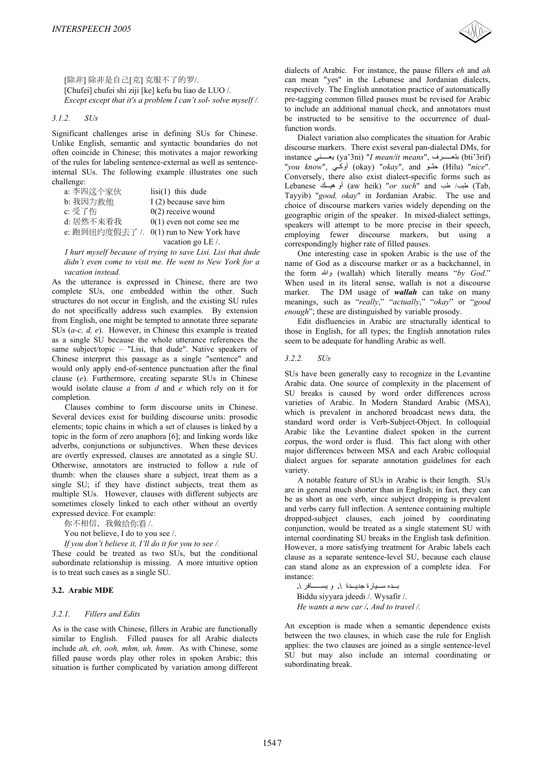[除非] 除非是自己[克] 克服不了的罗/.
[Chufei] chufei shi ziji [ke] kefu bu liao de LUO /.
*Except except that it's a problem I can't sol- solve myself /.*

### 3.1.2. SUs

Significant challenges arise in defining SUs for Chinese. Unlike English, semantic and syntactic boundaries do not often coincide in Chinese; this motivates a major reworking of the rules for labeling sentence-external as well as sentence-internal SUs. The following example illustrates one such challenge:

a: 李四这个家伙　lisi(1) this dude
b: 我因为救他　I (2) because save him
c: 受了伤　0(2) receive wound
d: 居然不来看我　0(1) even not come see me
e: 跑到纽约度假去了 /.　0(1) run to New York have vacation go LE /.

*I hurt myself because of trying to save Lisi. Lisi that dude didn't even come to visit me. He went to New York for a vacation instead.*

As the utterance is expressed in Chinese, there are two complete SUs, one embedded within the other. Such structures do not occur in English, and the existing SU rules do not specifically address such examples. By extension from English, one might be tempted to annotate three separate SUs (*a-c, d, e*). However, in Chinese this example is treated as a single SU because the whole utterance references the same subject/topic – "Lisi, that dude". Native speakers of Chinese interpret this passage as a single "sentence" and would only apply end-of-sentence punctuation after the final clause (*e*). Furthermore, creating separate SUs in Chinese would isolate clause *a* from *d* and *e* which rely on it for completion.

Clauses combine to form discourse units in Chinese. Several devices exist for building discourse units: prosodic elements; topic chains in which a set of clauses is linked by a topic in the form of zero anaphora [6]; and linking words like adverbs, conjunctions or subjunctives. When these devices are overtly expressed, clauses are annotated as a single SU. Otherwise, annotators are instructed to follow a rule of thumb: when the clauses share a subject, treat them as a single SU; if they have distinct subjects, treat them as multiple SUs. However, clauses with different subjects are sometimes closely linked to each other without an overtly expressed device. For example:

你不相信，我做给你看 /.
You not believe, I do to you see /.
*If you don't believe it, I'll do it for you to see /.*

These could be treated as two SUs, but the conditional subordinate relationship is missing. A more intuitive option is to treat such cases as a single SU.

## 3.2. Arabic MDE

### 3.2.1. Fillers and Edits

As is the case with Chinese, fillers in Arabic are functionally similar to English. Filled pauses for all Arabic dialects include *ah, eh, ooh, mhm, uh, hmm*. As with Chinese, some filled pause words play other roles in spoken Arabic; this situation is further complicated by variation among different dialects of Arabic. For instance, the pause fillers *eh* and *ah* can mean "yes" in the Lebanese and Jordanian dialects, respectively. The English annotation practice of automatically pre-tagging common filled pauses must be revised for Arabic to include an additional manual check, and annotators must be instructed to be sensitive to the occurrence of dual-function words.

Dialect variation also complicates the situation for Arabic discourse markers. There exist several pan-dialectal DMs, for instance يعني (ya'3ni) "*I mean/it means*", بتعرف (bti'3rif) "*you know*", أوكي (okay) "*okay*", and حلو (Hilu) "*nice*". Conversely, there also exist dialect-specific forms such as Lebanese أو هيك (aw heik) "*or such*" and طيب / طب (Tab, Tayyib) "*good, okay*" in Jordanian Arabic. The use and choice of discourse markers varies widely depending on the geographic origin of the speaker. In mixed-dialect settings, speakers will attempt to be more precise in their speech, employing fewer discourse markers, but using a correspondingly higher rate of filled pauses.

One interesting case in spoken Arabic is the use of the name of God as a discourse marker or as a backchannel, in the form والله (wallah) which literally means "*by God*." When used in its literal sense, wallah is not a discourse marker. The DM usage of ***wallah*** can take on many meanings, such as "*really*," "*actually*," "*okay*" or "*good enough*"; these are distinguished by variable prosody.

Edit disfluencies in Arabic are structurally identical to those in English, for all types; the English annotation rules seem to be adequate for handling Arabic as well.

### 3.2.2. SUs

SUs have been generally easy to recognize in the Levantine Arabic data. One source of complexity in the placement of SU breaks is caused by word order differences across varieties of Arabic. In Modern Standard Arabic (MSA), which is prevalent in anchored broadcast news data, the standard word order is Verb-Subject-Object. In colloquial Arabic like the Levantine dialect spoken in the current corpus, the word order is fluid. This fact along with other major differences between MSA and each Arabic colloquial dialect argues for separate annotation guidelines for each variety.

A notable feature of SUs in Arabic is their length. SUs are in general much shorter than in English; in fact, they can be as short as one verb, since subject dropping is prevalent and verbs carry full inflection. A sentence containing multiple dropped-subject clauses, each joined by coordinating conjunction, would be treated as a single statement SU with internal coordinating SU breaks in the English task definition. However, a more satisfying treatment for Arabic labels each clause as a separate sentence-level SU, because each clause can stand alone as an expression of a complete idea. For instance:

بده سيارة جديدة /. و يسافر /.
Biddu siyyara jdeedi /. Wysafir /.
*He wants a new car /. And to travel /.*

An exception is made when a semantic dependence exists between the two clauses, in which case the rule for English applies: the two clauses are joined as a single sentence-level SU but may also include an internal coordinating or subordinating break.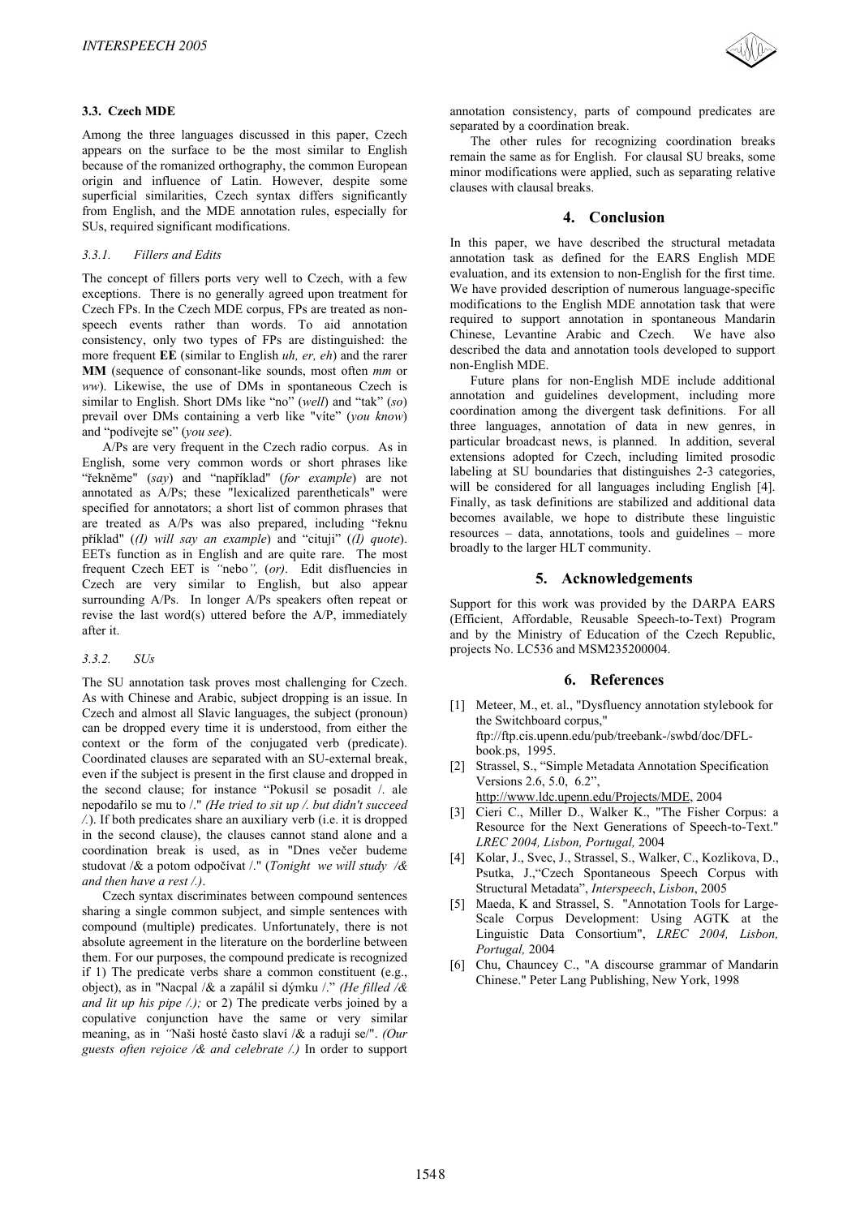### 3.3. Czech MDE

Among the three languages discussed in this paper, Czech appears on the surface to be the most similar to English because of the romanized orthography, the common European origin and influence of Latin. However, despite some superficial similarities, Czech syntax differs significantly from English, and the MDE annotation rules, especially for SUs, required significant modifications.

#### *3.3.1. Fillers and Edits*

The concept of fillers ports very well to Czech, with a few exceptions. There is no generally agreed upon treatment for Czech FPs. In the Czech MDE corpus, FPs are treated as non-speech events rather than words. To aid annotation consistency, only two types of FPs are distinguished: the more frequent **EE** (similar to English *uh, er, eh*) and the rarer **MM** (sequence of consonant-like sounds, most often *mm* or *ww*). Likewise, the use of DMs in spontaneous Czech is similar to English. Short DMs like "no" (*well*) and "tak" (*so*) prevail over DMs containing a verb like "víte" (*you know*) and "podívejte se" (*you see*).

A/Ps are very frequent in the Czech radio corpus. As in English, some very common words or short phrases like "řekněme" (*say*) and "například" (*for example*) are not annotated as A/Ps; these "lexicalized parentheticals" were specified for annotators; a short list of common phrases that are treated as A/Ps was also prepared, including "řeknu příklad" (*(I) will say an example*) and "cituji" (*(I) quote*). EETs function as in English and are quite rare. The most frequent Czech EET is *"*nebo*",* (*or*). Edit disfluencies in Czech are very similar to English, but also appear surrounding A/Ps. In longer A/Ps speakers often repeat or revise the last word(s) uttered before the A/P, immediately after it.

#### *3.3.2. SUs*

The SU annotation task proves most challenging for Czech. As with Chinese and Arabic, subject dropping is an issue. In Czech and almost all Slavic languages, the subject (pronoun) can be dropped every time it is understood, from either the context or the form of the conjugated verb (predicate). Coordinated clauses are separated with an SU-external break, even if the subject is present in the first clause and dropped in the second clause; for instance "Pokusil se posadit /. ale nepodařilo se mu to /." *(He tried to sit up /. but didn't succeed /.*). If both predicates share an auxiliary verb (i.e. it is dropped in the second clause), the clauses cannot stand alone and a coordination break is used, as in "Dnes večer budeme studovat /& a potom odpočívat /." (*Tonight we will study /& and then have a rest /.)*.

Czech syntax discriminates between compound sentences sharing a single common subject, and simple sentences with compound (multiple) predicates. Unfortunately, there is not absolute agreement in the literature on the borderline between them. For our purposes, the compound predicate is recognized if 1) The predicate verbs share a common constituent (e.g., object), as in "Nacpal /& a zapálil si dýmku /." *(He filled /& and lit up his pipe /.);* or 2) The predicate verbs joined by a copulative conjunction have the same or very similar meaning, as in *"*Naši hosté často slaví /& a radují se/". *(Our guests often rejoice /& and celebrate /.)* In order to support annotation consistency, parts of compound predicates are separated by a coordination break.

The other rules for recognizing coordination breaks remain the same as for English. For clausal SU breaks, some minor modifications were applied, such as separating relative clauses with clausal breaks.

## 4. Conclusion

In this paper, we have described the structural metadata annotation task as defined for the EARS English MDE evaluation, and its extension to non-English for the first time. We have provided description of numerous language-specific modifications to the English MDE annotation task that were required to support annotation in spontaneous Mandarin Chinese, Levantine Arabic and Czech. We have also described the data and annotation tools developed to support non-English MDE.

Future plans for non-English MDE include additional annotation and guidelines development, including more coordination among the divergent task definitions. For all three languages, annotation of data in new genres, in particular broadcast news, is planned. In addition, several extensions adopted for Czech, including limited prosodic labeling at SU boundaries that distinguishes 2-3 categories, will be considered for all languages including English [4]. Finally, as task definitions are stabilized and additional data becomes available, we hope to distribute these linguistic resources – data, annotations, tools and guidelines – more broadly to the larger HLT community.

## 5. Acknowledgements

Support for this work was provided by the DARPA EARS (Efficient, Affordable, Reusable Speech-to-Text) Program and by the Ministry of Education of the Czech Republic, projects No. LC536 and MSM235200004.

## 6. References

[1] Meteer, M., et. al., "Dysfluency annotation stylebook for the Switchboard corpus," ftp://ftp.cis.upenn.edu/pub/treebank-/swbd/doc/DFL-book.ps, 1995.

[2] Strassel, S., "Simple Metadata Annotation Specification Versions 2.6, 5.0, 6.2", http://www.ldc.upenn.edu/Projects/MDE, 2004

[3] Cieri C., Miller D., Walker K., "The Fisher Corpus: a Resource for the Next Generations of Speech-to-Text." *LREC 2004, Lisbon, Portugal,* 2004

[4] Kolar, J., Svec, J., Strassel, S., Walker, C., Kozlikova, D., Psutka, J.,"Czech Spontaneous Speech Corpus with Structural Metadata", *Interspeech*, *Lisbon*, 2005

[5] Maeda, K and Strassel, S. "Annotation Tools for Large-Scale Corpus Development: Using AGTK at the Linguistic Data Consortium", *LREC 2004, Lisbon, Portugal,* 2004

[6] Chu, Chauncey C., "A discourse grammar of Mandarin Chinese." Peter Lang Publishing, New York, 1998